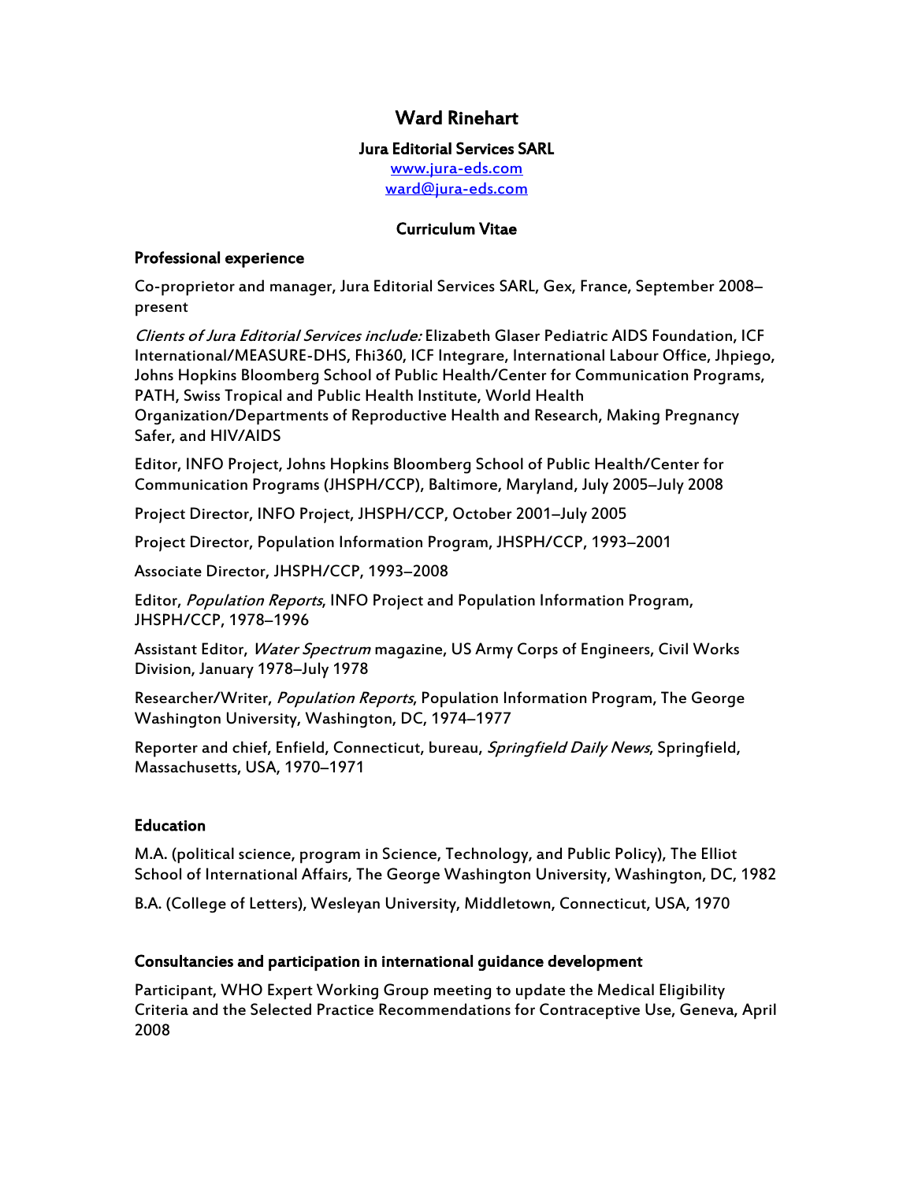# Ward Rinehart

**Jura Editorial Services SARL**

www.jura-eds.com

ward@jura-eds.com

## Curriculum Vitae

### Professional experience

Co-proprietor and manager, Jura Editorial Services SARL, Gex, France, September 2008–present

*Clients of Jura Editorial Services include:* Elizabeth Glaser Pediatric AIDS Foundation, ICF International/MEASURE-DHS, Fhi360, ICF Integrare, International Labour Office, Jhpiego, Johns Hopkins Bloomberg School of Public Health/Center for Communication Programs, PATH, Swiss Tropical and Public Health Institute, World Health Organization/Departments of Reproductive Health and Research, Making Pregnancy Safer, and HIV/AIDS

Editor, INFO Project, Johns Hopkins Bloomberg School of Public Health/Center for Communication Programs (JHSPH/CCP), Baltimore, Maryland, July 2005–July 2008

Project Director, INFO Project, JHSPH/CCP, October 2001–July 2005

Project Director, Population Information Program, JHSPH/CCP, 1993–2001

Associate Director, JHSPH/CCP, 1993–2008

Editor, *Population Reports*, INFO Project and Population Information Program, JHSPH/CCP, 1978–1996

Assistant Editor, *Water Spectrum* magazine, US Army Corps of Engineers, Civil Works Division, January 1978–July 1978

Researcher/Writer, *Population Reports*, Population Information Program, The George Washington University, Washington, DC, 1974–1977

Reporter and chief, Enfield, Connecticut, bureau, *Springfield Daily News*, Springfield, Massachusetts, USA, 1970–1971

### Education

M.A. (political science, program in Science, Technology, and Public Policy), The Elliot School of International Affairs, The George Washington University, Washington, DC, 1982

B.A. (College of Letters), Wesleyan University, Middletown, Connecticut, USA, 1970

### Consultancies and participation in international guidance development

Participant, WHO Expert Working Group meeting to update the Medical Eligibility Criteria and the Selected Practice Recommendations for Contraceptive Use, Geneva, April 2008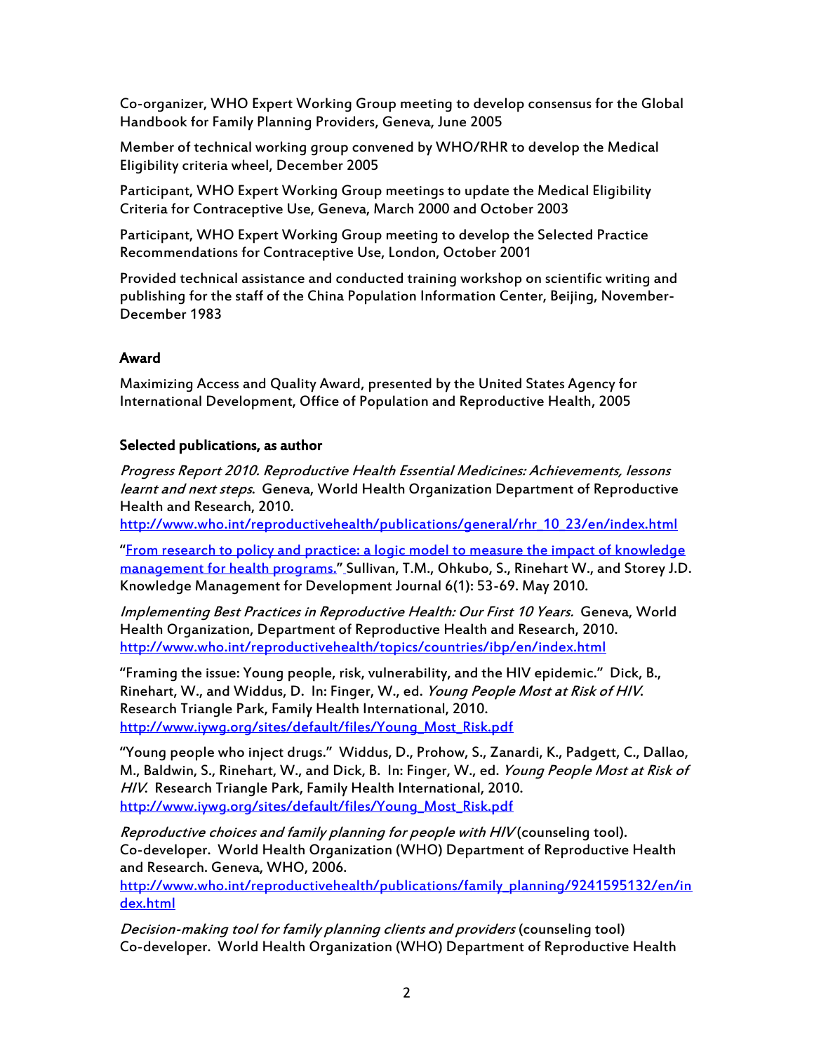Co-organizer, WHO Expert Working Group meeting to develop consensus for the Global Handbook for Family Planning Providers, Geneva, June 2005

Member of technical working group convened by WHO/RHR to develop the Medical Eligibility criteria wheel, December 2005

Participant, WHO Expert Working Group meetings to update the Medical Eligibility Criteria for Contraceptive Use, Geneva, March 2000 and October 2003

Participant, WHO Expert Working Group meeting to develop the Selected Practice Recommendations for Contraceptive Use, London, October 2001

Provided technical assistance and conducted training workshop on scientific writing and publishing for the staff of the China Population Information Center, Beijing, November-December 1983

## Award

Maximizing Access and Quality Award, presented by the United States Agency for International Development, Office of Population and Reproductive Health, 2005

## Selected publications, as author

*Progress Report 2010. Reproductive Health Essential Medicines: Achievements, lessons learnt and next steps*. Geneva, World Health Organization Department of Reproductive Health and Research, 2010. http://www.who.int/reproductivehealth/publications/general/rhr_10_23/en/index.html

"From research to policy and practice: a logic model to measure the impact of knowledge management for health programs." Sullivan, T.M., Ohkubo, S., Rinehart W., and Storey J.D. Knowledge Management for Development Journal 6(1): 53-69. May 2010.

*Implementing Best Practices in Reproductive Health: Our First 10 Years.* Geneva, World Health Organization, Department of Reproductive Health and Research, 2010. http://www.who.int/reproductivehealth/topics/countries/ibp/en/index.html

"Framing the issue: Young people, risk, vulnerability, and the HIV epidemic." Dick, B., Rinehart, W., and Widdus, D. In: Finger, W., ed. *Young People Most at Risk of HIV*. Research Triangle Park, Family Health International, 2010. http://www.iywg.org/sites/default/files/Young_Most_Risk.pdf

"Young people who inject drugs." Widdus, D., Prohow, S., Zanardi, K., Padgett, C., Dallao, M., Baldwin, S., Rinehart, W., and Dick, B. In: Finger, W., ed. *Young People Most at Risk of HIV*. Research Triangle Park, Family Health International, 2010. http://www.iywg.org/sites/default/files/Young_Most_Risk.pdf

*Reproductive choices and family planning for people with HIV* (counseling tool). Co-developer. World Health Organization (WHO) Department of Reproductive Health and Research. Geneva, WHO, 2006. http://www.who.int/reproductivehealth/publications/family_planning/9241595132/en/index.html

*Decision-making tool for family planning clients and providers* (counseling tool) Co-developer. World Health Organization (WHO) Department of Reproductive Health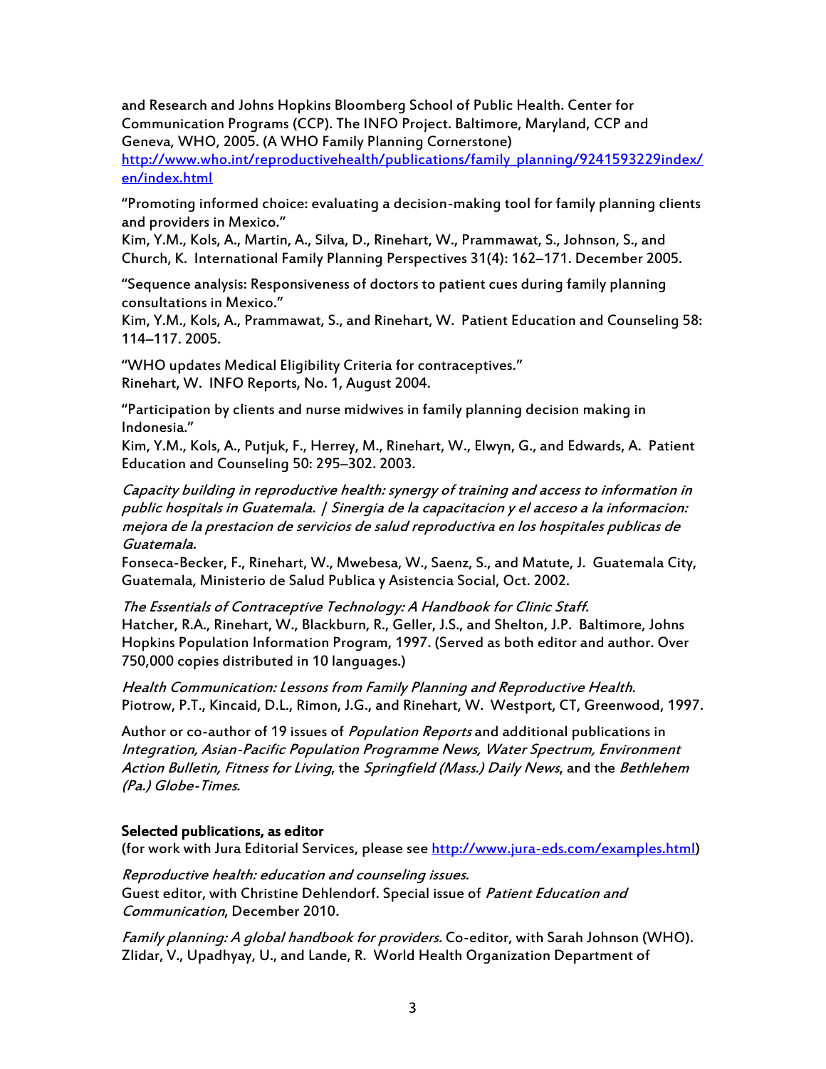and Research and Johns Hopkins Bloomberg School of Public Health. Center for Communication Programs (CCP). The INFO Project. Baltimore, Maryland, CCP and Geneva, WHO, 2005. (A WHO Family Planning Cornerstone)
[http://www.who.int/reproductivehealth/publications/family_planning/9241593229index/en/index.html](http://www.who.int/reproductivehealth/publications/family_planning/9241593229index/en/index.html)

"Promoting informed choice: evaluating a decision-making tool for family planning clients and providers in Mexico."
Kim, Y.M., Kols, A., Martin, A., Silva, D., Rinehart, W., Prammawat, S., Johnson, S., and Church, K. International Family Planning Perspectives 31(4): 162–171. December 2005.

"Sequence analysis: Responsiveness of doctors to patient cues during family planning consultations in Mexico."
Kim, Y.M., Kols, A., Prammawat, S., and Rinehart, W. Patient Education and Counseling 58: 114–117. 2005.

"WHO updates Medical Eligibility Criteria for contraceptives."
Rinehart, W. INFO Reports, No. 1, August 2004.

"Participation by clients and nurse midwives in family planning decision making in Indonesia."
Kim, Y.M., Kols, A., Putjuk, F., Herrey, M., Rinehart, W., Elwyn, G., and Edwards, A. Patient Education and Counseling 50: 295–302. 2003.

*Capacity building in reproductive health: synergy of training and access to information in public hospitals in Guatemala. | Sinergia de la capacitacion y el acceso a la informacion: mejora de la prestacion de servicios de salud reproductiva en los hospitales publicas de Guatemala.*
Fonseca-Becker, F., Rinehart, W., Mwebesa, W., Saenz, S., and Matute, J. Guatemala City, Guatemala, Ministerio de Salud Publica y Asistencia Social, Oct. 2002.

*The Essentials of Contraceptive Technology: A Handbook for Clinic Staff.*
Hatcher, R.A., Rinehart, W., Blackburn, R., Geller, J.S., and Shelton, J.P. Baltimore, Johns Hopkins Population Information Program, 1997. (Served as both editor and author. Over 750,000 copies distributed in 10 languages.)

*Health Communication: Lessons from Family Planning and Reproductive Health.*
Piotrow, P.T., Kincaid, D.L., Rimon, J.G., and Rinehart, W. Westport, CT, Greenwood, 1997.

Author or co-author of 19 issues of *Population Reports* and additional publications in *Integration, Asian-Pacific Population Programme News, Water Spectrum, Environment Action Bulletin, Fitness for Living*, the *Springfield (Mass.) Daily News*, and the *Bethlehem (Pa.) Globe-Times*.

**Selected publications, as editor**
(for work with Jura Editorial Services, please see [http://www.jura-eds.com/examples.html](http://www.jura-eds.com/examples.html))

*Reproductive health: education and counseling issues.*
Guest editor, with Christine Dehlendorf. Special issue of *Patient Education and Communication*, December 2010.

*Family planning: A global handbook for providers.* Co-editor, with Sarah Johnson (WHO). Zlidar, V., Upadhyay, U., and Lande, R. World Health Organization Department of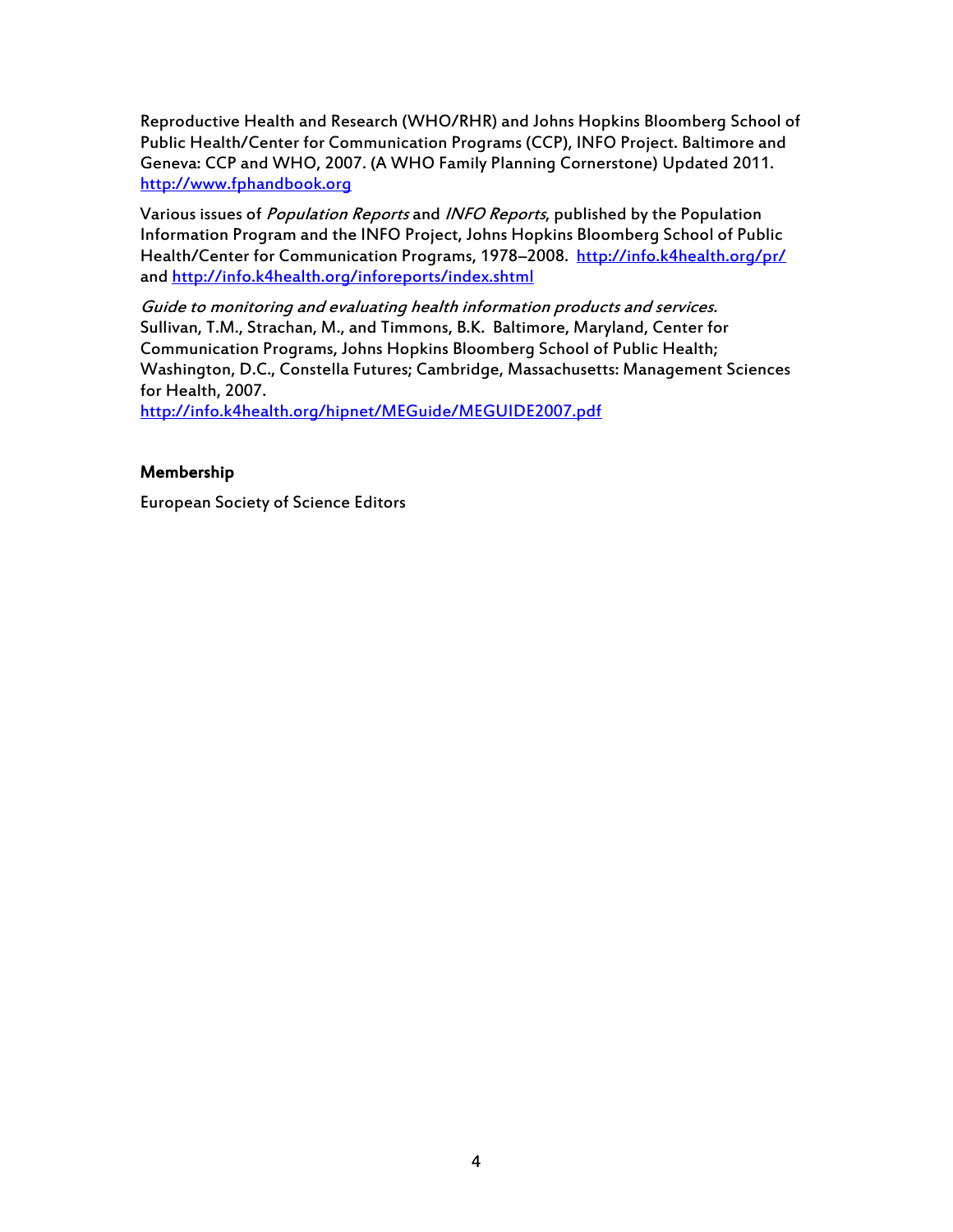Reproductive Health and Research (WHO/RHR) and Johns Hopkins Bloomberg School of Public Health/Center for Communication Programs (CCP), INFO Project. Baltimore and Geneva: CCP and WHO, 2007. (A WHO Family Planning Cornerstone) Updated 2011. http://www.fphandbook.org

Various issues of *Population Reports* and *INFO Reports*, published by the Population Information Program and the INFO Project, Johns Hopkins Bloomberg School of Public Health/Center for Communication Programs, 1978–2008. http://info.k4health.org/pr/ and http://info.k4health.org/inforeports/index.shtml

*Guide to monitoring and evaluating health information products and services.* Sullivan, T.M., Strachan, M., and Timmons, B.K. Baltimore, Maryland, Center for Communication Programs, Johns Hopkins Bloomberg School of Public Health; Washington, D.C., Constella Futures; Cambridge, Massachusetts: Management Sciences for Health, 2007. http://info.k4health.org/hipnet/MEGuide/MEGUIDE2007.pdf

**Membership**

European Society of Science Editors